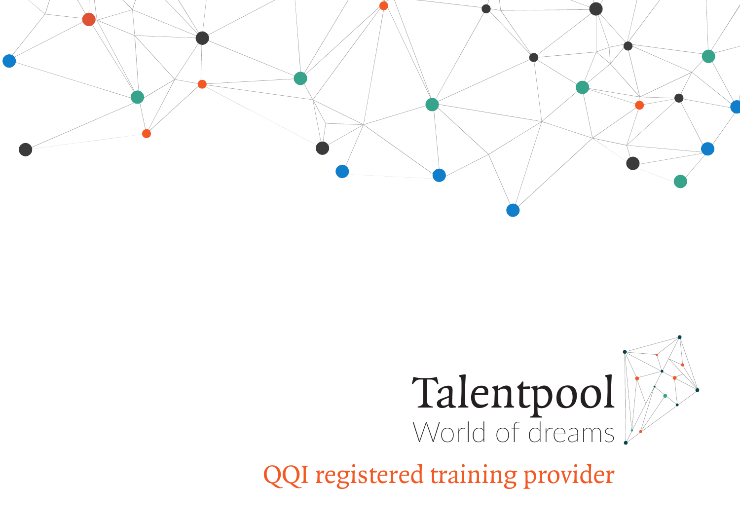# Talentpool

World of dreams

QQI registered training provider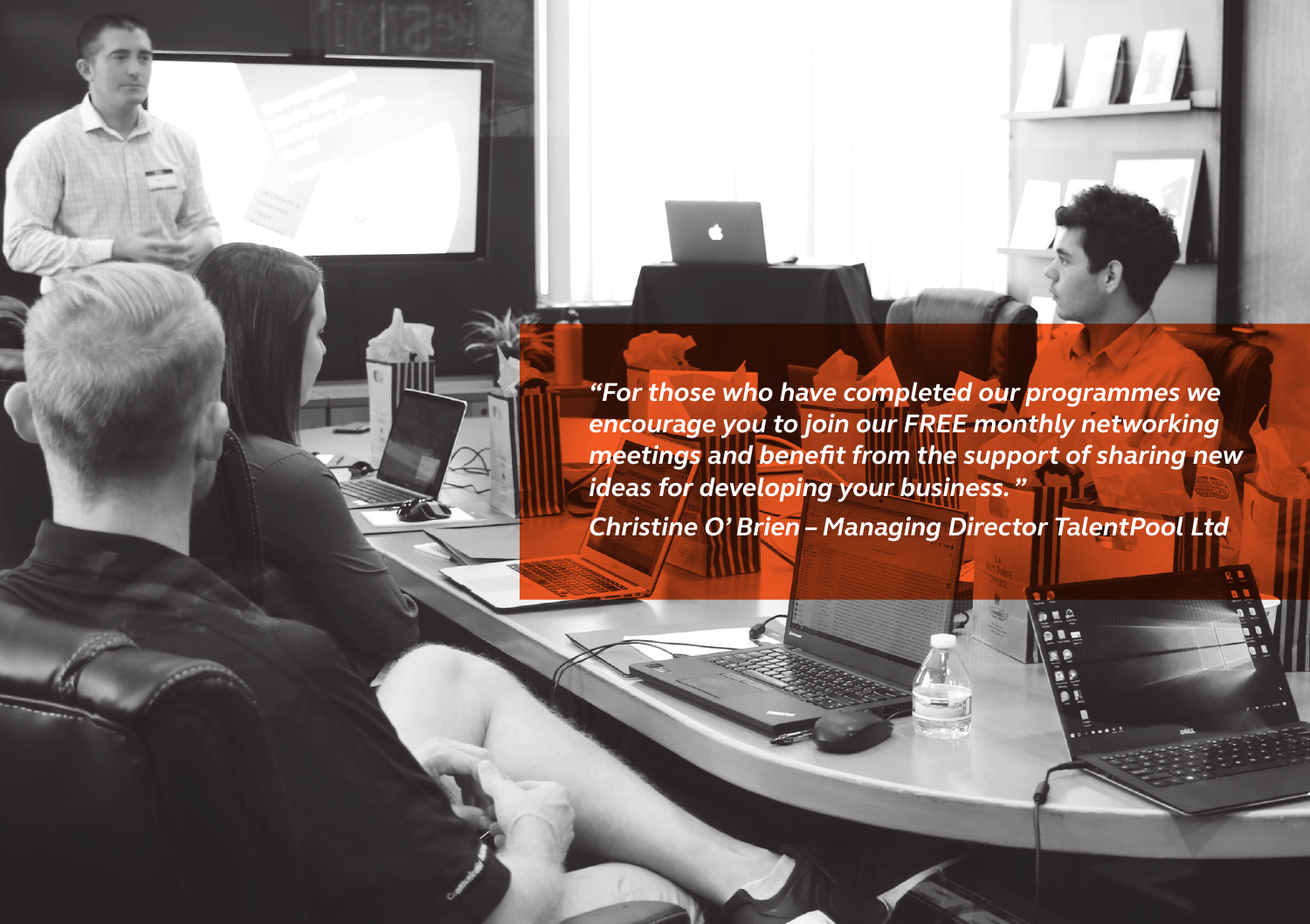*“For those who have completed our programmes we encourage you to join our FREE monthly networking meetings and benefit from the support of sharing new ideas for developing your business.”*

*Christine O’ Brien – Managing Director TalentPool Ltd*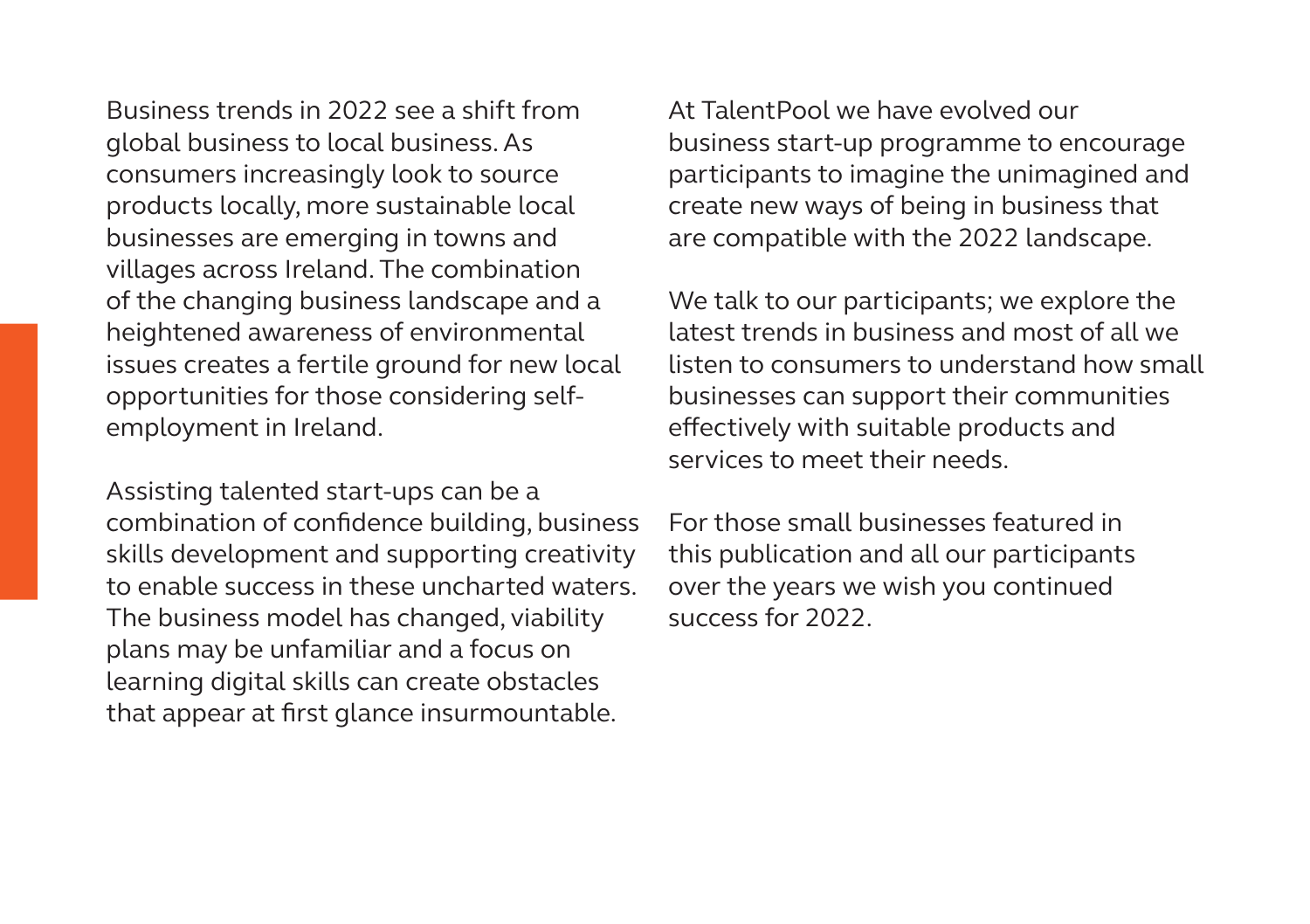Business trends in 2022 see a shift from global business to local business. As consumers increasingly look to source products locally, more sustainable local businesses are emerging in towns and villages across Ireland. The combination of the changing business landscape and a heightened awareness of environmental issues creates a fertile ground for new local opportunities for those considering self-employment in Ireland.

Assisting talented start-ups can be a combination of confidence building, business skills development and supporting creativity to enable success in these uncharted waters. The business model has changed, viability plans may be unfamiliar and a focus on learning digital skills can create obstacles that appear at first glance insurmountable.

At TalentPool we have evolved our business start-up programme to encourage participants to imagine the unimagined and create new ways of being in business that are compatible with the 2022 landscape.

We talk to our participants; we explore the latest trends in business and most of all we listen to consumers to understand how small businesses can support their communities effectively with suitable products and services to meet their needs.

For those small businesses featured in this publication and all our participants over the years we wish you continued success for 2022.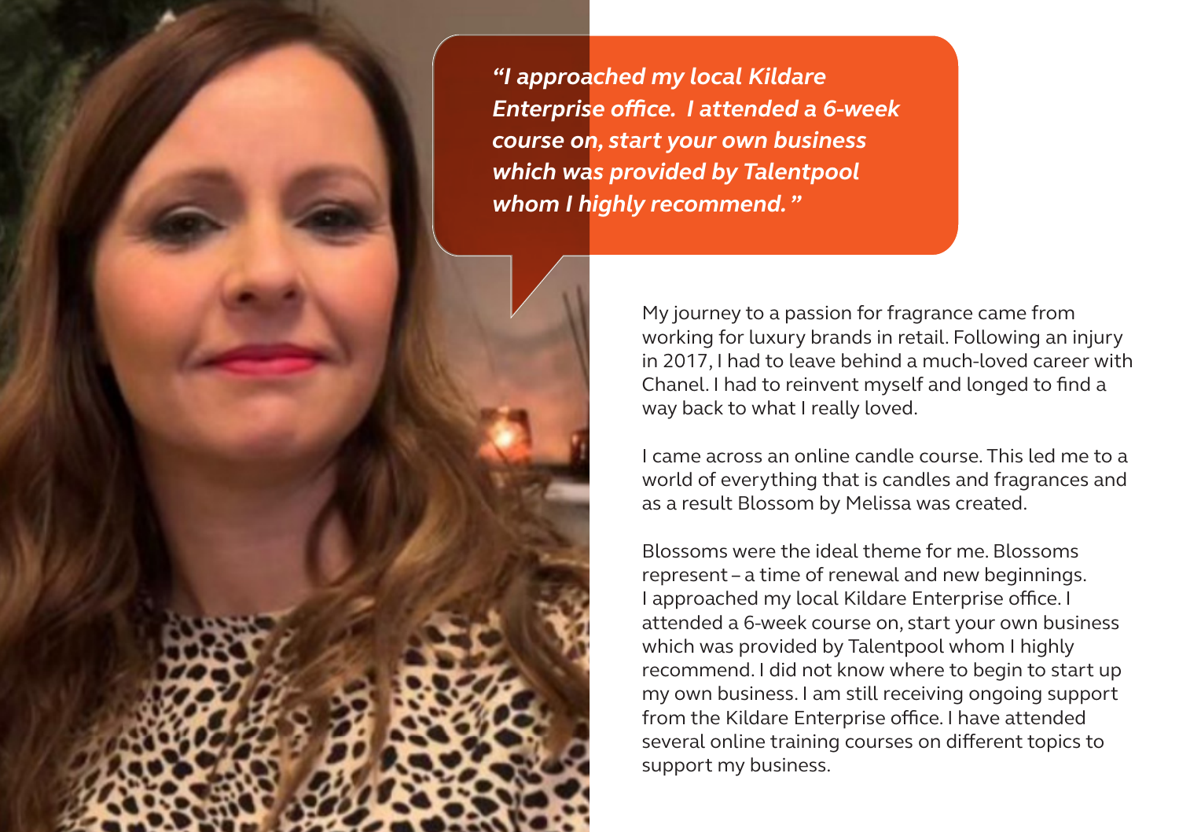*"I approached my local Kildare Enterprise office. I attended a 6-week course on, start your own business which was provided by Talentpool whom I highly recommend."*

My journey to a passion for fragrance came from working for luxury brands in retail. Following an injury in 2017, I had to leave behind a much-loved career with Chanel. I had to reinvent myself and longed to find a way back to what I really loved.

I came across an online candle course. This led me to a world of everything that is candles and fragrances and as a result Blossom by Melissa was created.

Blossoms were the ideal theme for me. Blossoms represent – a time of renewal and new beginnings. I approached my local Kildare Enterprise office. I attended a 6-week course on, start your own business which was provided by Talentpool whom I highly recommend. I did not know where to begin to start up my own business. I am still receiving ongoing support from the Kildare Enterprise office. I have attended several online training courses on different topics to support my business.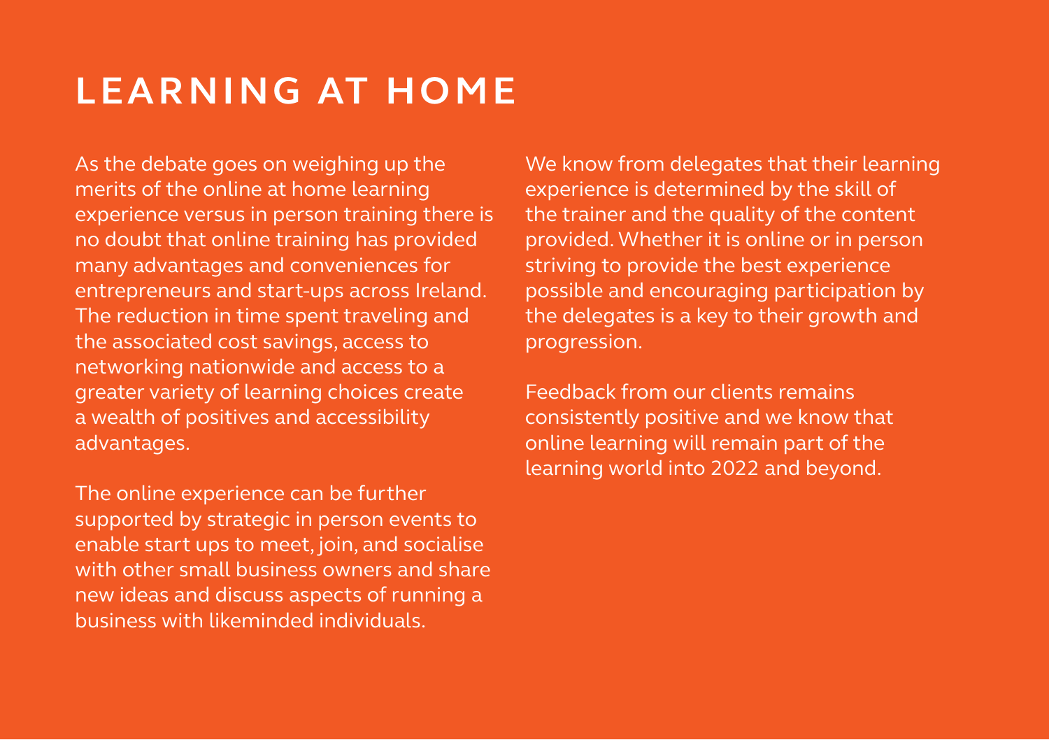# LEARNING AT HOME

As the debate goes on weighing up the merits of the online at home learning experience versus in person training there is no doubt that online training has provided many advantages and conveniences for entrepreneurs and start-ups across Ireland. The reduction in time spent traveling and the associated cost savings, access to networking nationwide and access to a greater variety of learning choices create a wealth of positives and accessibility advantages.

The online experience can be further supported by strategic in person events to enable start ups to meet, join, and socialise with other small business owners and share new ideas and discuss aspects of running a business with likeminded individuals.

We know from delegates that their learning experience is determined by the skill of the trainer and the quality of the content provided. Whether it is online or in person striving to provide the best experience possible and encouraging participation by the delegates is a key to their growth and progression.

Feedback from our clients remains consistently positive and we know that online learning will remain part of the learning world into 2022 and beyond.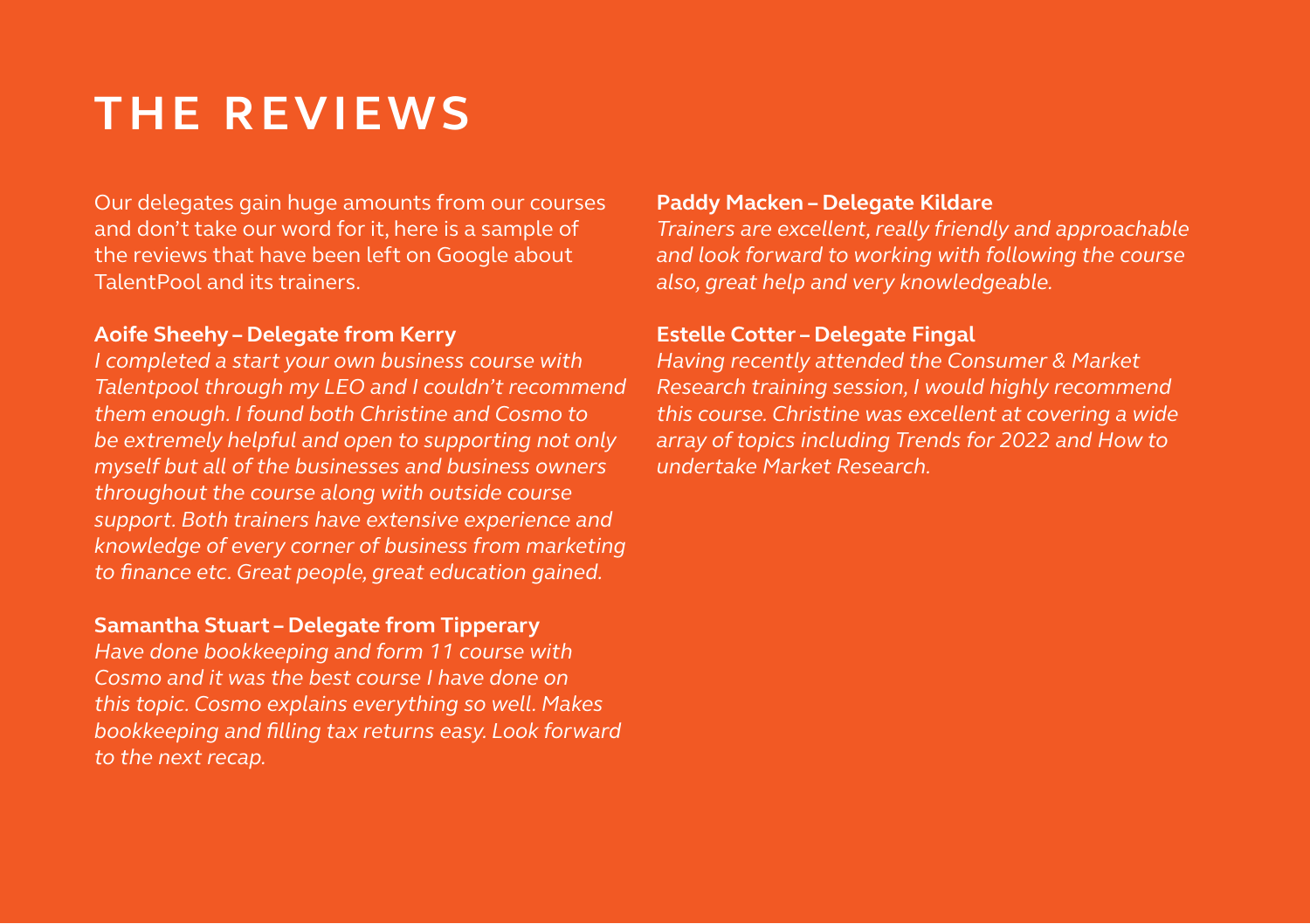# THE REVIEWS

Our delegates gain huge amounts from our courses and don't take our word for it, here is a sample of the reviews that have been left on Google about TalentPool and its trainers.

**Aoife Sheehy – Delegate from Kerry**

*I completed a start your own business course with Talentpool through my LEO and I couldn't recommend them enough. I found both Christine and Cosmo to be extremely helpful and open to supporting not only myself but all of the businesses and business owners throughout the course along with outside course support. Both trainers have extensive experience and knowledge of every corner of business from marketing to finance etc. Great people, great education gained.*

**Samantha Stuart – Delegate from Tipperary**

*Have done bookkeeping and form 11 course with Cosmo and it was the best course I have done on this topic. Cosmo explains everything so well. Makes bookkeeping and filling tax returns easy. Look forward to the next recap.*

**Paddy Macken – Delegate Kildare**

*Trainers are excellent, really friendly and approachable and look forward to working with following the course also, great help and very knowledgeable.*

**Estelle Cotter – Delegate Fingal**

*Having recently attended the Consumer & Market Research training session, I would highly recommend this course. Christine was excellent at covering a wide array of topics including Trends for 2022 and How to undertake Market Research.*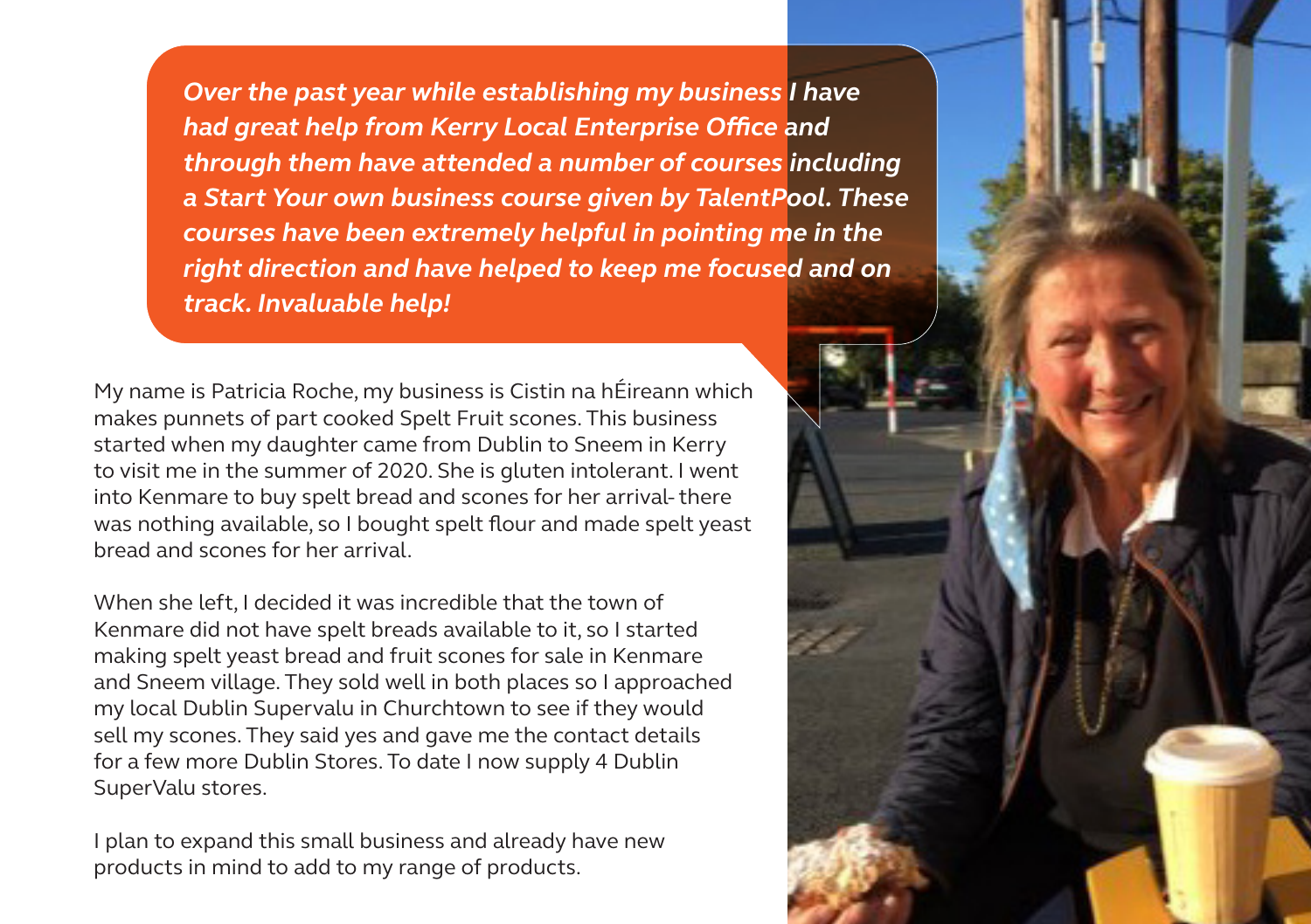***Over the past year while establishing my business I have had great help from Kerry Local Enterprise Office and through them have attended a number of courses including a Start Your own business course given by TalentPool. These courses have been extremely helpful in pointing me in the right direction and have helped to keep me focused and on track. Invaluable help!***

My name is Patricia Roche, my business is Cistin na hÉireann which makes punnets of part cooked Spelt Fruit scones. This business started when my daughter came from Dublin to Sneem in Kerry to visit me in the summer of 2020. She is gluten intolerant. I went into Kenmare to buy spelt bread and scones for her arrival- there was nothing available, so I bought spelt flour and made spelt yeast bread and scones for her arrival.

When she left, I decided it was incredible that the town of Kenmare did not have spelt breads available to it, so I started making spelt yeast bread and fruit scones for sale in Kenmare and Sneem village. They sold well in both places so I approached my local Dublin Supervalu in Churchtown to see if they would sell my scones. They said yes and gave me the contact details for a few more Dublin Stores. To date I now supply 4 Dublin SuperValu stores.

I plan to expand this small business and already have new products in mind to add to my range of products.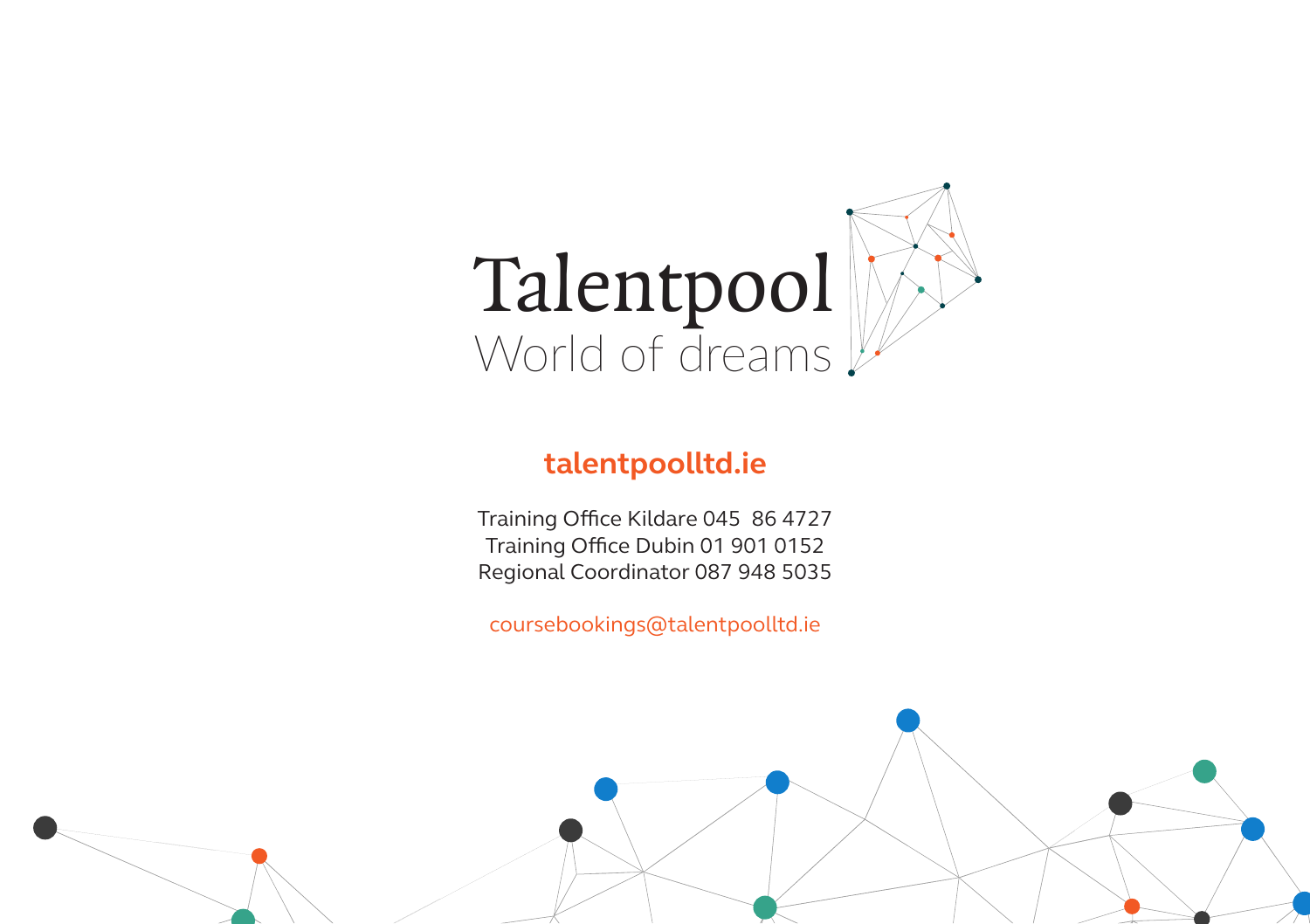Talentpool

World of dreams

**talentpoolltd.ie**

Training Office Kildare 045 86 4727
Training Office Dubin 01 901 0152
Regional Coordinator 087 948 5035

coursebookings@talentpoolltd.ie